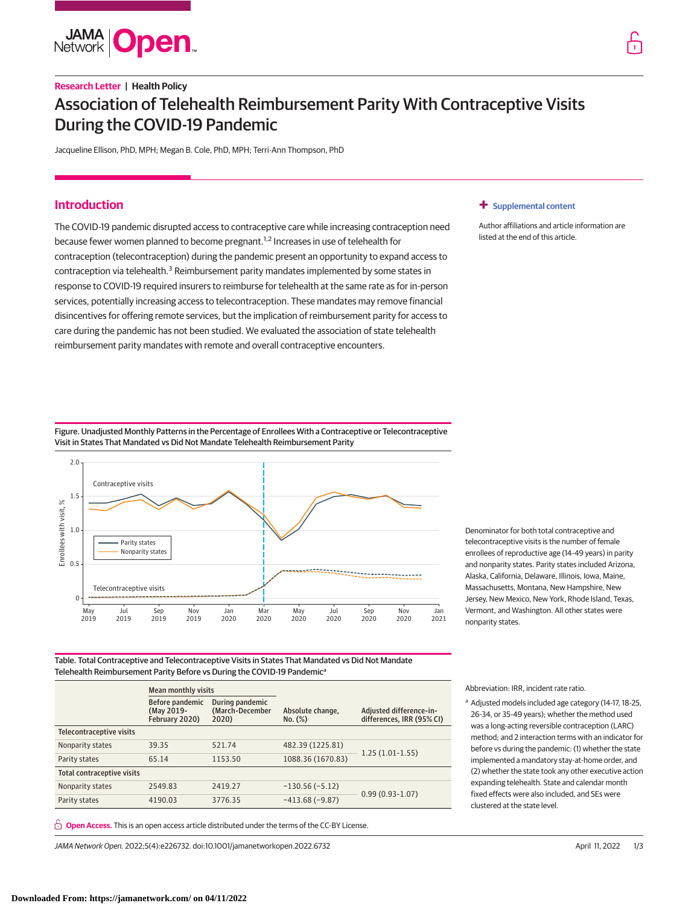Research Letter | Health Policy

# Association of Telehealth Reimbursement Parity With Contraceptive Visits During the COVID-19 Pandemic

Jacqueline Ellison, PhD, MPH; Megan B. Cole, PhD, MPH; Terri-Ann Thompson, PhD

## Introduction

The COVID-19 pandemic disrupted access to contraceptive care while increasing contraception need because fewer women planned to become pregnant.[1,2] Increases in use of telehealth for contraception (telecontraception) during the pandemic present an opportunity to expand access to contraception via telehealth.[3] Reimbursement parity mandates implemented by some states in response to COVID-19 required insurers to reimburse for telehealth at the same rate as for in-person services, potentially increasing access to telecontraception. These mandates may remove financial disincentives for offering remote services, but the implication of reimbursement parity for access to care during the pandemic has not been studied. We evaluated the association of state telehealth reimbursement parity mandates with remote and overall contraceptive encounters.

+ Supplemental content

Author affiliations and article information are listed at the end of this article.

Figure. Unadjusted Monthly Patterns in the Percentage of Enrollees With a Contraceptive or Telecontraceptive Visit in States That Mandated vs Did Not Mandate Telehealth Reimbursement Parity

Denominator for both total contraceptive and telecontraceptive visits is the number of female enrollees of reproductive age (14-49 years) in parity and nonparity states. Parity states included Arizona, Alaska, California, Delaware, Illinois, Iowa, Maine, Massachusetts, Montana, New Hampshire, New Jersey, New Mexico, New York, Rhode Island, Texas, Vermont, and Washington. All other states were nonparity states.

Table. Total Contraceptive and Telecontraceptive Visits in States That Mandated vs Did Not Mandate Telehealth Reimbursement Parity Before vs During the COVID-19 Pandemic[a]

| | Mean monthly visits | | | |
|---|---|---|---|---|
| | Before pandemic (May 2019-February 2020) | During pandemic (March-December 2020) | Absolute change, No. (%) | Adjusted difference-in-differences, IRR (95% CI) |
| **Telecontraceptive visits** | | | | |
| Nonparity states | 39.35 | 521.74 | 482.39 (1225.81) | 1.25 (1.01-1.55) |
| Parity states | 65.14 | 1153.50 | 1088.36 (1670.83) | |
| **Total contraceptive visits** | | | | |
| Nonparity states | 2549.83 | 2419.27 | −130.56 (−5.12) | 0.99 (0.93-1.07) |
| Parity states | 4190.03 | 3776.35 | −413.68 (−9.87) | |

Abbreviation: IRR, incident rate ratio.

[a] Adjusted models included age category (14-17, 18-25, 26-34, or 35-49 years); whether the method used was a long-acting reversible contraception (LARC) method; and 2 interaction terms with an indicator for before vs during the pandemic: (1) whether the state implemented a mandatory stay-at-home order, and (2) whether the state took any other executive action expanding telehealth. State and calendar month fixed effects were also included, and SEs were clustered at the state level.

**Open Access.** This is an open access article distributed under the terms of the CC-BY License.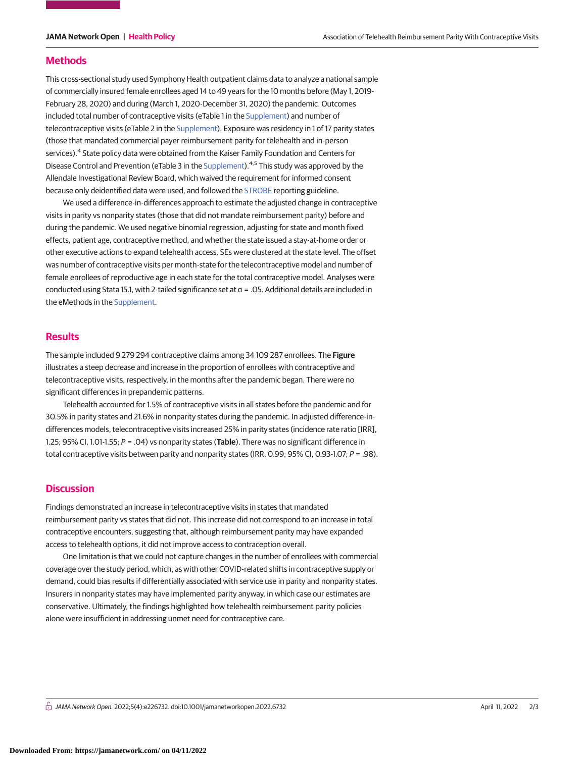## Methods

This cross-sectional study used Symphony Health outpatient claims data to analyze a national sample of commercially insured female enrollees aged 14 to 49 years for the 10 months before (May 1, 2019-February 28, 2020) and during (March 1, 2020-December 31, 2020) the pandemic. Outcomes included total number of contraceptive visits (eTable 1 in the Supplement) and number of telecontraceptive visits (eTable 2 in the Supplement). Exposure was residency in 1 of 17 parity states (those that mandated commercial payer reimbursement parity for telehealth and in-person services).[4] State policy data were obtained from the Kaiser Family Foundation and Centers for Disease Control and Prevention (eTable 3 in the Supplement).[4,5] This study was approved by the Allendale Investigational Review Board, which waived the requirement for informed consent because only deidentified data were used, and followed the STROBE reporting guideline.

We used a difference-in-differences approach to estimate the adjusted change in contraceptive visits in parity vs nonparity states (those that did not mandate reimbursement parity) before and during the pandemic. We used negative binomial regression, adjusting for state and month fixed effects, patient age, contraceptive method, and whether the state issued a stay-at-home order or other executive actions to expand telehealth access. SEs were clustered at the state level. The offset was number of contraceptive visits per month-state for the telecontraceptive model and number of female enrollees of reproductive age in each state for the total contraceptive model. Analyses were conducted using Stata 15.1, with 2-tailed significance set at $\alpha$ = .05. Additional details are included in the eMethods in the Supplement.

## Results

The sample included 9 279 294 contraceptive claims among 34 109 287 enrollees. The **Figure** illustrates a steep decrease and increase in the proportion of enrollees with contraceptive and telecontraceptive visits, respectively, in the months after the pandemic began. There were no significant differences in prepandemic patterns.

Telehealth accounted for 1.5% of contraceptive visits in all states before the pandemic and for 30.5% in parity states and 21.6% in nonparity states during the pandemic. In adjusted difference-in-differences models, telecontraceptive visits increased 25% in parity states (incidence rate ratio [IRR], 1.25; 95% CI, 1.01-1.55; *P* = .04) vs nonparity states (**Table**). There was no significant difference in total contraceptive visits between parity and nonparity states (IRR, 0.99; 95% CI, 0.93-1.07; *P* = .98).

## Discussion

Findings demonstrated an increase in telecontraceptive visits in states that mandated reimbursement parity vs states that did not. This increase did not correspond to an increase in total contraceptive encounters, suggesting that, although reimbursement parity may have expanded access to telehealth options, it did not improve access to contraception overall.

One limitation is that we could not capture changes in the number of enrollees with commercial coverage over the study period, which, as with other COVID-related shifts in contraceptive supply or demand, could bias results if differentially associated with service use in parity and nonparity states. Insurers in nonparity states may have implemented parity anyway, in which case our estimates are conservative. Ultimately, the findings highlighted how telehealth reimbursement parity policies alone were insufficient in addressing unmet need for contraceptive care.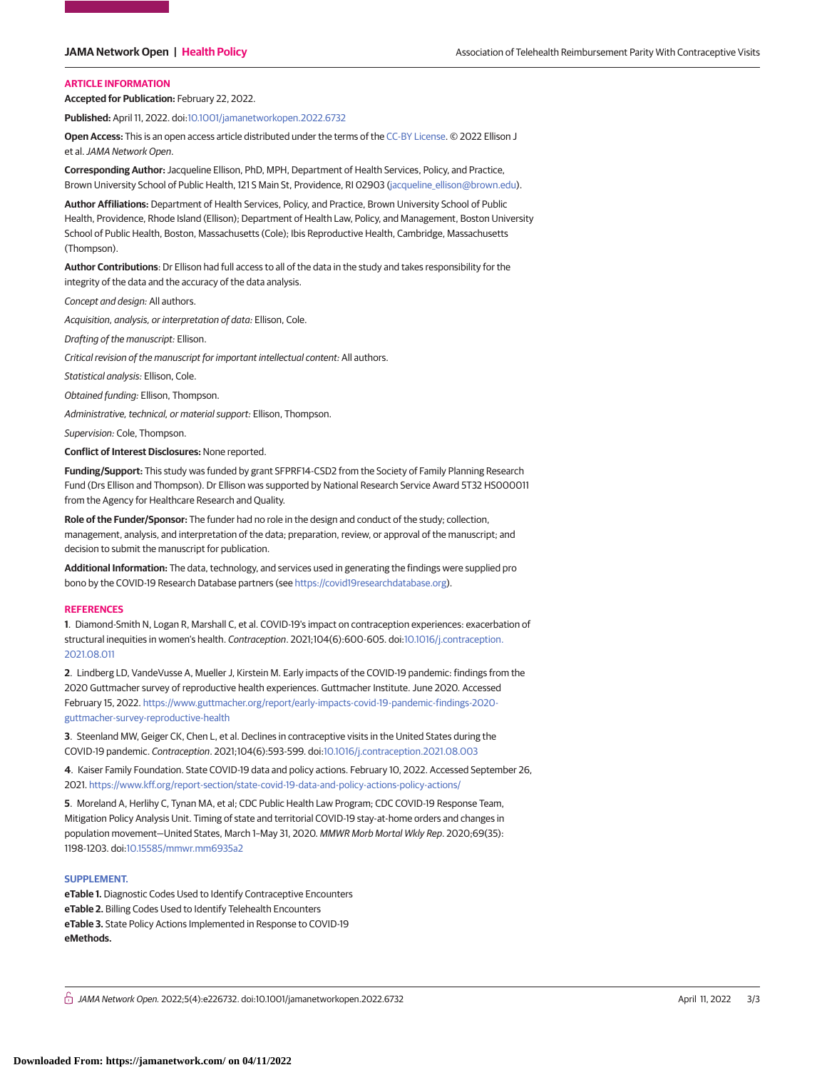## ARTICLE INFORMATION

**Accepted for Publication:** February 22, 2022.

**Published:** April 11, 2022. doi:10.1001/jamanetworkopen.2022.6732

**Open Access:** This is an open access article distributed under the terms of the CC-BY License. © 2022 Ellison J et al. *JAMA Network Open*.

**Corresponding Author:** Jacqueline Ellison, PhD, MPH, Department of Health Services, Policy, and Practice, Brown University School of Public Health, 121 S Main St, Providence, RI 02903 (jacqueline_ellison@brown.edu).

**Author Affiliations:** Department of Health Services, Policy, and Practice, Brown University School of Public Health, Providence, Rhode Island (Ellison); Department of Health Law, Policy, and Management, Boston University School of Public Health, Boston, Massachusetts (Cole); Ibis Reproductive Health, Cambridge, Massachusetts (Thompson).

**Author Contributions**: Dr Ellison had full access to all of the data in the study and takes responsibility for the integrity of the data and the accuracy of the data analysis.

*Concept and design:* All authors.

*Acquisition, analysis, or interpretation of data:* Ellison, Cole.

*Drafting of the manuscript:* Ellison.

*Critical revision of the manuscript for important intellectual content:* All authors.

*Statistical analysis:* Ellison, Cole.

*Obtained funding:* Ellison, Thompson.

*Administrative, technical, or material support:* Ellison, Thompson.

*Supervision:* Cole, Thompson.

**Conflict of Interest Disclosures:** None reported.

**Funding/Support:** This study was funded by grant SFPRF14-CSD2 from the Society of Family Planning Research Fund (Drs Ellison and Thompson). Dr Ellison was supported by National Research Service Award 5T32 HS000011 from the Agency for Healthcare Research and Quality.

**Role of the Funder/Sponsor:** The funder had no role in the design and conduct of the study; collection, management, analysis, and interpretation of the data; preparation, review, or approval of the manuscript; and decision to submit the manuscript for publication.

**Additional Information:** The data, technology, and services used in generating the findings were supplied pro bono by the COVID-19 Research Database partners (see https://covid19researchdatabase.org).

## REFERENCES

**1**. Diamond-Smith N, Logan R, Marshall C, et al. COVID-19's impact on contraception experiences: exacerbation of structural inequities in women's health. *Contraception*. 2021;104(6):600-605. doi:10.1016/j.contraception.2021.08.011

**2**. Lindberg LD, VandeVusse A, Mueller J, Kirstein M. Early impacts of the COVID-19 pandemic: findings from the 2020 Guttmacher survey of reproductive health experiences. Guttmacher Institute. June 2020. Accessed February 15, 2022. https://www.guttmacher.org/report/early-impacts-covid-19-pandemic-findings-2020-guttmacher-survey-reproductive-health

**3**. Steenland MW, Geiger CK, Chen L, et al. Declines in contraceptive visits in the United States during the COVID-19 pandemic. *Contraception*. 2021;104(6):593-599. doi:10.1016/j.contraception.2021.08.003

**4**. Kaiser Family Foundation. State COVID-19 data and policy actions. February 10, 2022. Accessed September 26, 2021. https://www.kff.org/report-section/state-covid-19-data-and-policy-actions-policy-actions/

**5**. Moreland A, Herlihy C, Tynan MA, et al; CDC Public Health Law Program; CDC COVID-19 Response Team, Mitigation Policy Analysis Unit. Timing of state and territorial COVID-19 stay-at-home orders and changes in population movement—United States, March 1–May 31, 2020. *MMWR Morb Mortal Wkly Rep*. 2020;69(35):1198-1203. doi:10.15585/mmwr.mm6935a2

## SUPPLEMENT.

**eTable 1.** Diagnostic Codes Used to Identify Contraceptive Encounters
**eTable 2.** Billing Codes Used to Identify Telehealth Encounters
**eTable 3.** State Policy Actions Implemented in Response to COVID-19
**eMethods.**